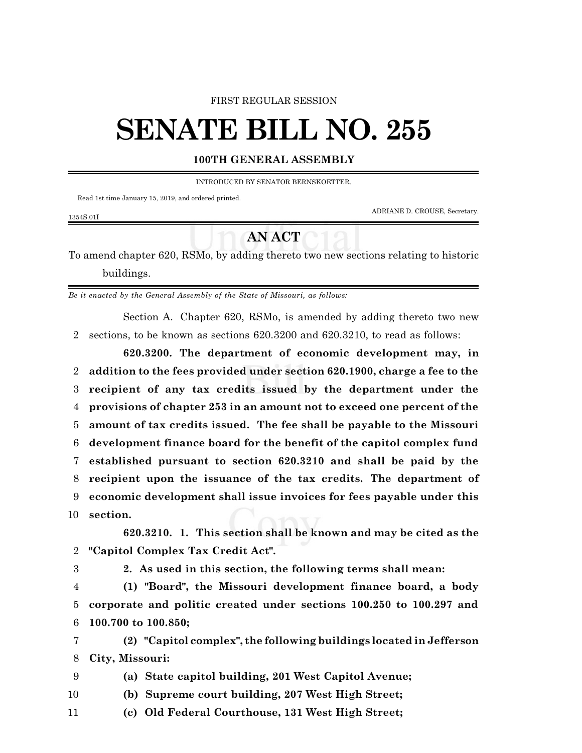FIRST REGULAR SESSION

# SENATE BILL NO. 255

## 100TH GENERAL ASSEMBLY

INTRODUCED BY SENATOR BERNSKOETTER.

Read 1st time January 15, 2019, and ordered printed.

ADRIANE D. CROUSE, Secretary.

1354S.01I

## AN ACT

To amend chapter 620, RSMo, by adding thereto two new sections relating to historic buildings.

*Be it enacted by the General Assembly of the State of Missouri, as follows:*

Section A. Chapter 620, RSMo, is amended by adding thereto two new sections, to be known as sections 620.3200 and 620.3210, to read as follows:

**620.3200. The department of economic development may, in addition to the fees provided under section 620.1900, charge a fee to the recipient of any tax credits issued by the department under the provisions of chapter 253 in an amount not to exceed one percent of the amount of tax credits issued. The fee shall be payable to the Missouri development finance board for the benefit of the capitol complex fund established pursuant to section 620.3210 and shall be paid by the recipient upon the issuance of the tax credits. The department of economic development shall issue invoices for fees payable under this section.**

**620.3210. 1. This section shall be known and may be cited as the "Capitol Complex Tax Credit Act".**

**2. As used in this section, the following terms shall mean:**

**(1) "Board", the Missouri development finance board, a body corporate and politic created under sections 100.250 to 100.297 and 100.700 to 100.850;**

**(2) "Capitol complex", the following buildings located in Jefferson City, Missouri:**

**(a) State capitol building, 201 West Capitol Avenue;**

**(b) Supreme court building, 207 West High Street;**

**(c) Old Federal Courthouse, 131 West High Street;**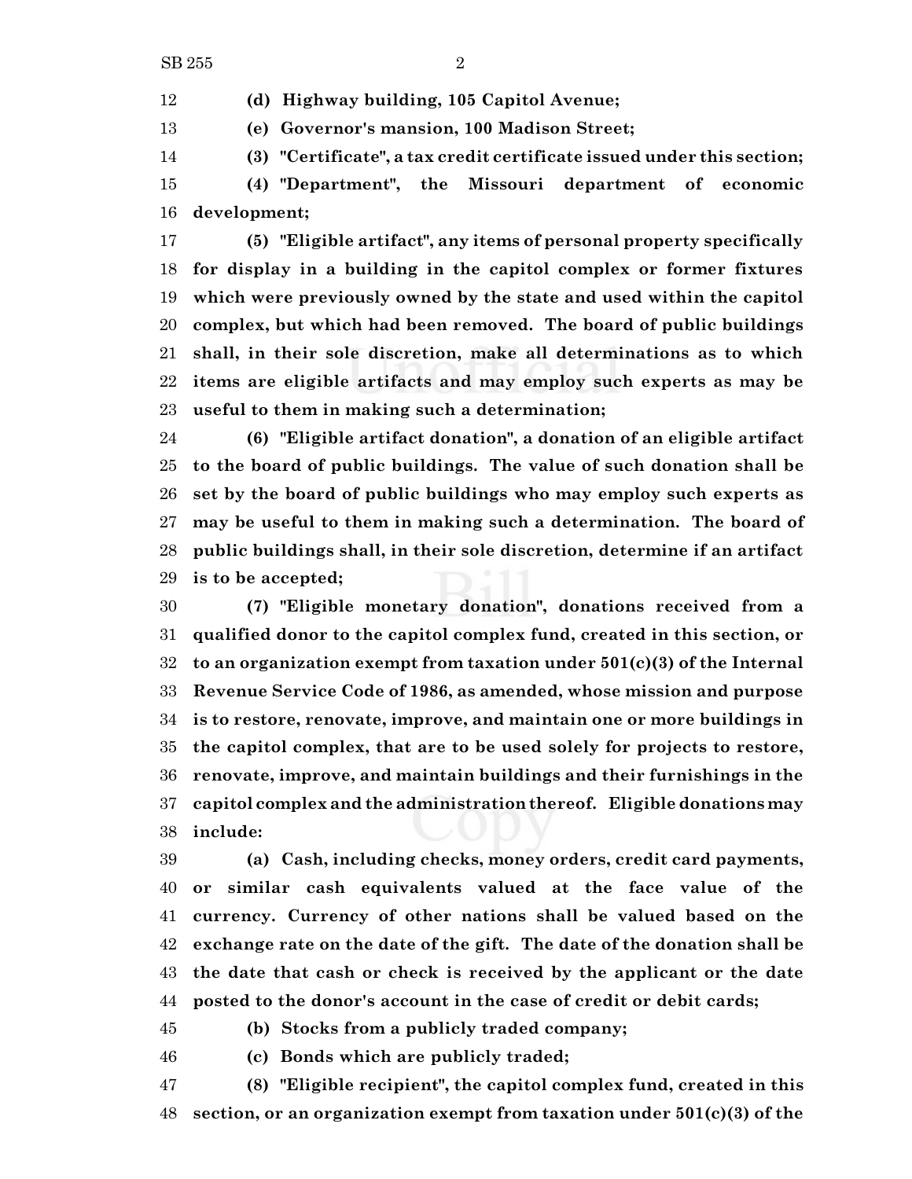**(d) Highway building, 105 Capitol Avenue;**

**(e) Governor's mansion, 100 Madison Street;**

**(3) "Certificate", a tax credit certificate issued under this section;**

**(4) "Department", the Missouri department of economic development;**

**(5) "Eligible artifact", any items of personal property specifically for display in a building in the capitol complex or former fixtures which were previously owned by the state and used within the capitol complex, but which had been removed. The board of public buildings shall, in their sole discretion, make all determinations as to which items are eligible artifacts and may employ such experts as may be useful to them in making such a determination;**

**(6) "Eligible artifact donation", a donation of an eligible artifact to the board of public buildings. The value of such donation shall be set by the board of public buildings who may employ such experts as may be useful to them in making such a determination. The board of public buildings shall, in their sole discretion, determine if an artifact is to be accepted;**

**(7) "Eligible monetary donation", donations received from a qualified donor to the capitol complex fund, created in this section, or to an organization exempt from taxation under 501(c)(3) of the Internal Revenue Service Code of 1986, as amended, whose mission and purpose is to restore, renovate, improve, and maintain one or more buildings in the capitol complex, that are to be used solely for projects to restore, renovate, improve, and maintain buildings and their furnishings in the capitol complex and the administration thereof. Eligible donations may include:**

**(a) Cash, including checks, money orders, credit card payments, or similar cash equivalents valued at the face value of the currency. Currency of other nations shall be valued based on the exchange rate on the date of the gift. The date of the donation shall be the date that cash or check is received by the applicant or the date posted to the donor's account in the case of credit or debit cards;**

**(b) Stocks from a publicly traded company;**

**(c) Bonds which are publicly traded;**

**(8) "Eligible recipient", the capitol complex fund, created in this section, or an organization exempt from taxation under 501(c)(3) of the**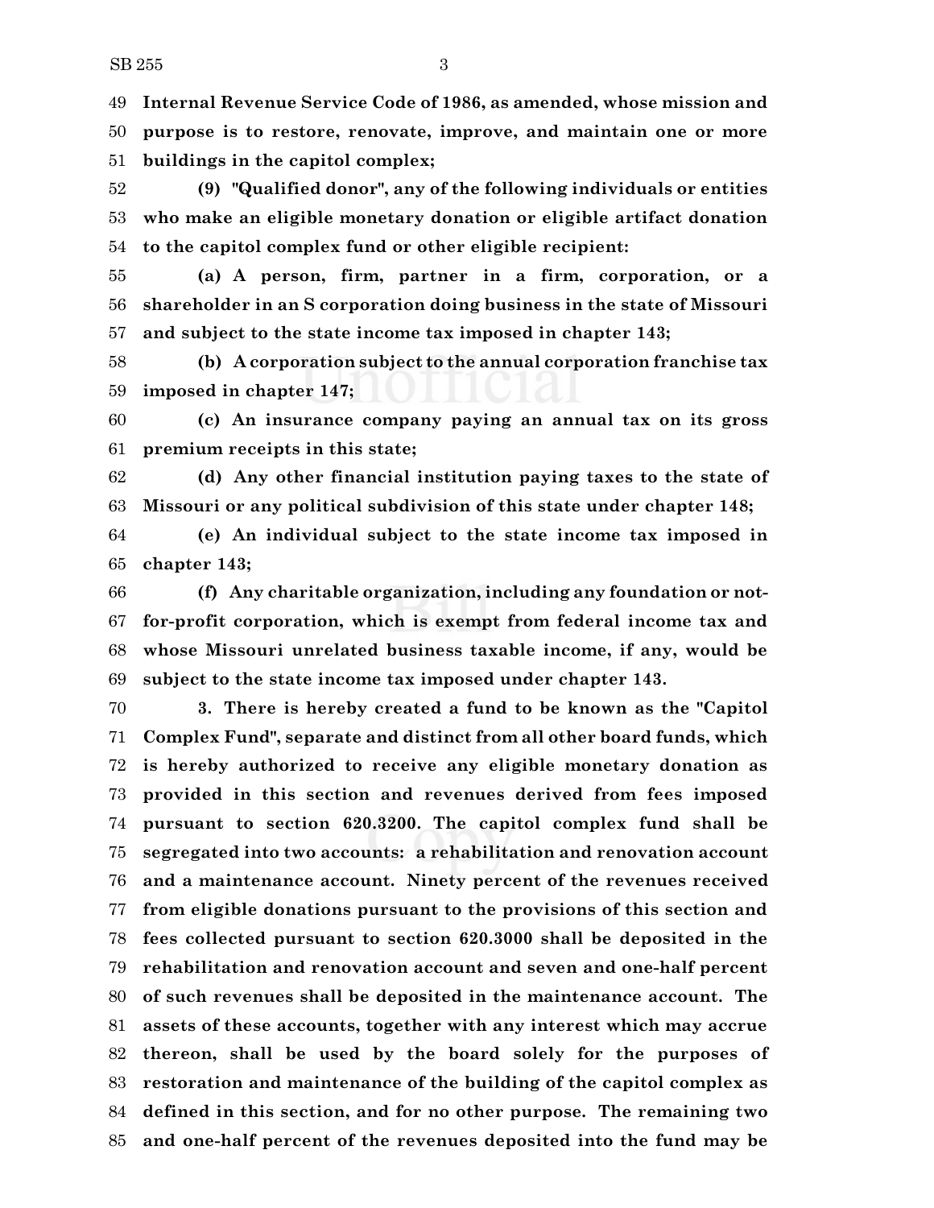49 **Internal Revenue Service Code of 1986, as amended, whose mission and**
50 **purpose is to restore, renovate, improve, and maintain one or more**
51 **buildings in the capitol complex;**

52 **(9) "Qualified donor", any of the following individuals or entities**
53 **who make an eligible monetary donation or eligible artifact donation**
54 **to the capitol complex fund or other eligible recipient:**

55 **(a) A person, firm, partner in a firm, corporation, or a**
56 **shareholder in an S corporation doing business in the state of Missouri**
57 **and subject to the state income tax imposed in chapter 143;**

58 **(b) A corporation subject to the annual corporation franchise tax**
59 **imposed in chapter 147;**

60 **(c) An insurance company paying an annual tax on its gross**
61 **premium receipts in this state;**

62 **(d) Any other financial institution paying taxes to the state of**
63 **Missouri or any political subdivision of this state under chapter 148;**

64 **(e) An individual subject to the state income tax imposed in**
65 **chapter 143;**

66 **(f) Any charitable organization, including any foundation or not-**
67 **for-profit corporation, which is exempt from federal income tax and**
68 **whose Missouri unrelated business taxable income, if any, would be**
69 **subject to the state income tax imposed under chapter 143.**

70 **3. There is hereby created a fund to be known as the "Capitol**
71 **Complex Fund", separate and distinct from all other board funds, which**
72 **is hereby authorized to receive any eligible monetary donation as**
73 **provided in this section and revenues derived from fees imposed**
74 **pursuant to section 620.3200. The capitol complex fund shall be**
75 **segregated into two accounts: a rehabilitation and renovation account**
76 **and a maintenance account. Ninety percent of the revenues received**
77 **from eligible donations pursuant to the provisions of this section and**
78 **fees collected pursuant to section 620.3000 shall be deposited in the**
79 **rehabilitation and renovation account and seven and one-half percent**
80 **of such revenues shall be deposited in the maintenance account. The**
81 **assets of these accounts, together with any interest which may accrue**
82 **thereon, shall be used by the board solely for the purposes of**
83 **restoration and maintenance of the building of the capitol complex as**
84 **defined in this section, and for no other purpose. The remaining two**
85 **and one-half percent of the revenues deposited into the fund may be**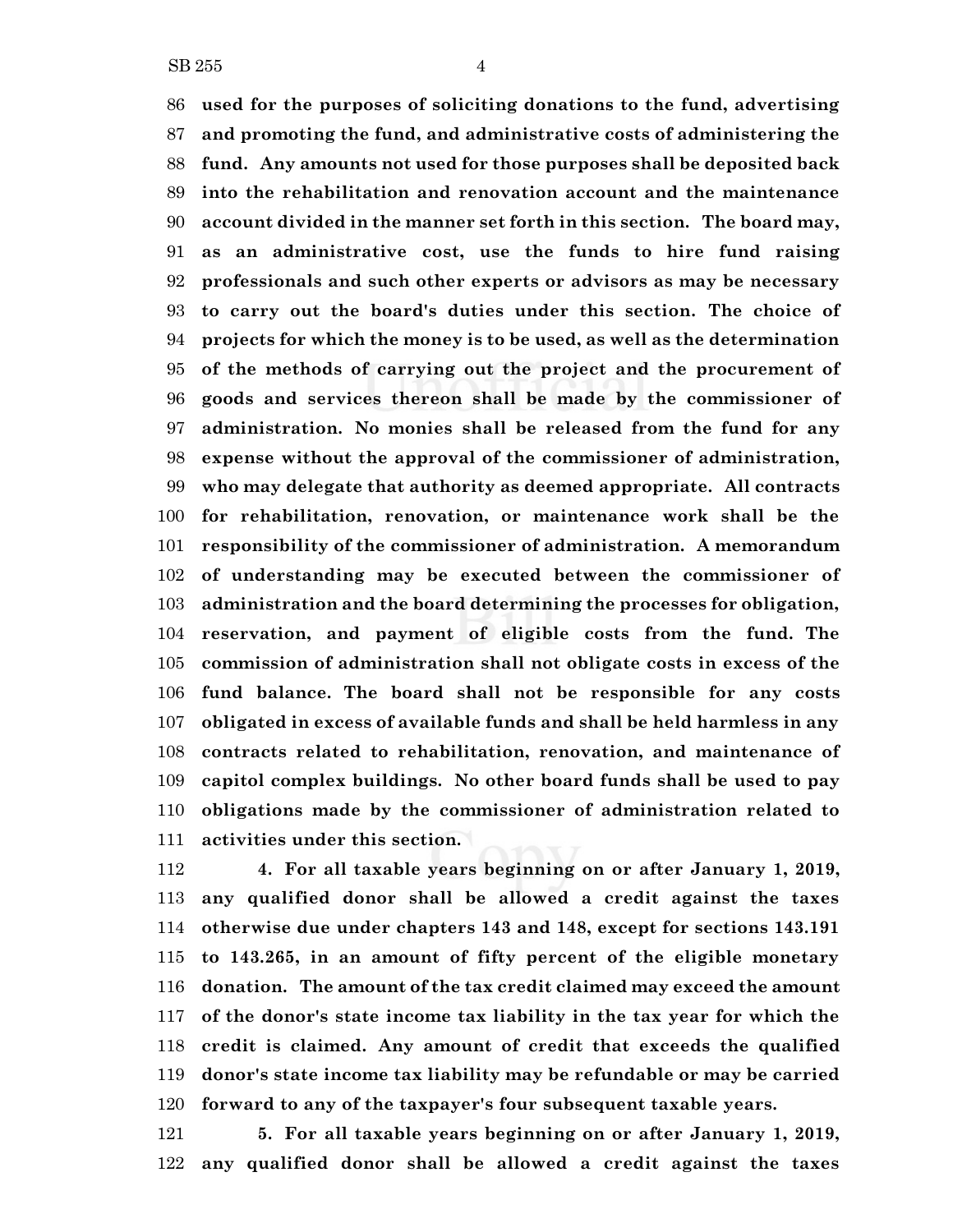**used for the purposes of soliciting donations to the fund, advertising and promoting the fund, and administrative costs of administering the fund. Any amounts not used for those purposes shall be deposited back into the rehabilitation and renovation account and the maintenance account divided in the manner set forth in this section. The board may, as an administrative cost, use the funds to hire fund raising professionals and such other experts or advisors as may be necessary to carry out the board's duties under this section. The choice of projects for which the money is to be used, as well as the determination of the methods of carrying out the project and the procurement of goods and services thereon shall be made by the commissioner of administration. No monies shall be released from the fund for any expense without the approval of the commissioner of administration, who may delegate that authority as deemed appropriate. All contracts for rehabilitation, renovation, or maintenance work shall be the responsibility of the commissioner of administration. A memorandum of understanding may be executed between the commissioner of administration and the board determining the processes for obligation, reservation, and payment of eligible costs from the fund. The commission of administration shall not obligate costs in excess of the fund balance. The board shall not be responsible for any costs obligated in excess of available funds and shall be held harmless in any contracts related to rehabilitation, renovation, and maintenance of capitol complex buildings. No other board funds shall be used to pay obligations made by the commissioner of administration related to activities under this section.**

**4. For all taxable years beginning on or after January 1, 2019, any qualified donor shall be allowed a credit against the taxes otherwise due under chapters 143 and 148, except for sections 143.191 to 143.265, in an amount of fifty percent of the eligible monetary donation. The amount of the tax credit claimed may exceed the amount of the donor's state income tax liability in the tax year for which the credit is claimed. Any amount of credit that exceeds the qualified donor's state income tax liability may be refundable or may be carried forward to any of the taxpayer's four subsequent taxable years.**

**5. For all taxable years beginning on or after January 1, 2019, any qualified donor shall be allowed a credit against the taxes**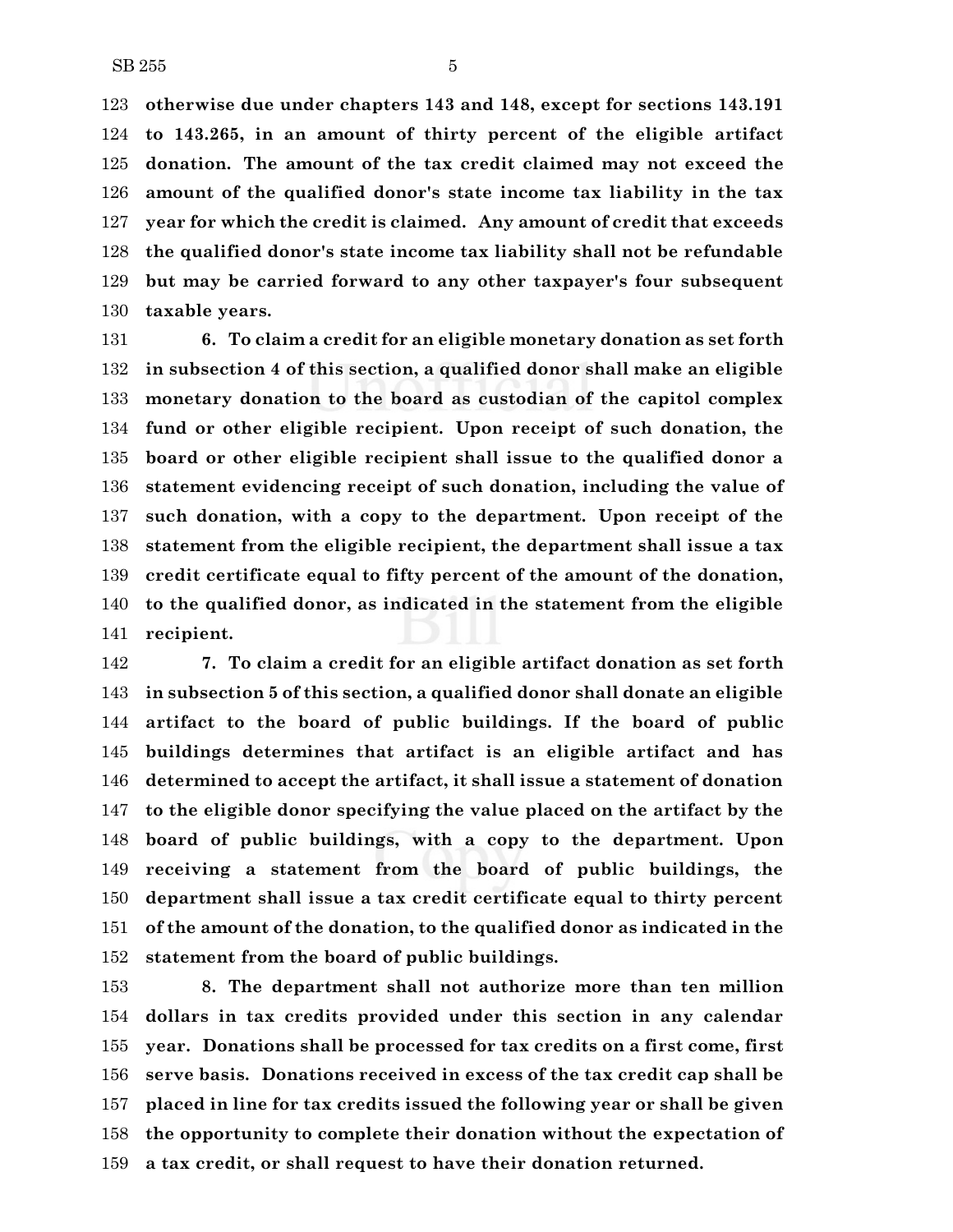**otherwise due under chapters 143 and 148, except for sections 143.191 to 143.265, in an amount of thirty percent of the eligible artifact donation. The amount of the tax credit claimed may not exceed the amount of the qualified donor's state income tax liability in the tax year for which the credit is claimed. Any amount of credit that exceeds the qualified donor's state income tax liability shall not be refundable but may be carried forward to any other taxpayer's four subsequent taxable years.**

**6. To claim a credit for an eligible monetary donation as set forth in subsection 4 of this section, a qualified donor shall make an eligible monetary donation to the board as custodian of the capitol complex fund or other eligible recipient. Upon receipt of such donation, the board or other eligible recipient shall issue to the qualified donor a statement evidencing receipt of such donation, including the value of such donation, with a copy to the department. Upon receipt of the statement from the eligible recipient, the department shall issue a tax credit certificate equal to fifty percent of the amount of the donation, to the qualified donor, as indicated in the statement from the eligible recipient.**

**7. To claim a credit for an eligible artifact donation as set forth in subsection 5 of this section, a qualified donor shall donate an eligible artifact to the board of public buildings. If the board of public buildings determines that artifact is an eligible artifact and has determined to accept the artifact, it shall issue a statement of donation to the eligible donor specifying the value placed on the artifact by the board of public buildings, with a copy to the department. Upon receiving a statement from the board of public buildings, the department shall issue a tax credit certificate equal to thirty percent of the amount of the donation, to the qualified donor as indicated in the statement from the board of public buildings.**

**8. The department shall not authorize more than ten million dollars in tax credits provided under this section in any calendar year. Donations shall be processed for tax credits on a first come, first serve basis. Donations received in excess of the tax credit cap shall be placed in line for tax credits issued the following year or shall be given the opportunity to complete their donation without the expectation of a tax credit, or shall request to have their donation returned.**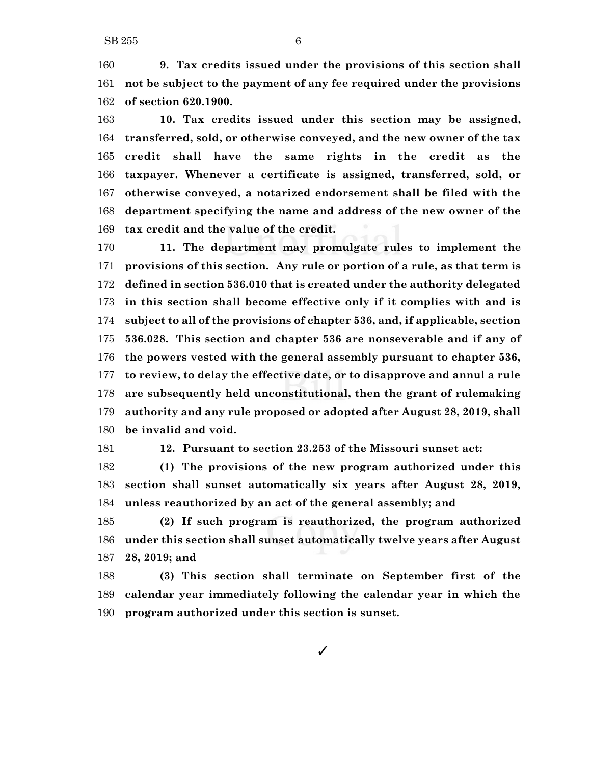**9. Tax credits issued under the provisions of this section shall not be subject to the payment of any fee required under the provisions of section 620.1900.**

**10. Tax credits issued under this section may be assigned, transferred, sold, or otherwise conveyed, and the new owner of the tax credit shall have the same rights in the credit as the taxpayer. Whenever a certificate is assigned, transferred, sold, or otherwise conveyed, a notarized endorsement shall be filed with the department specifying the name and address of the new owner of the tax credit and the value of the credit.**

**11. The department may promulgate rules to implement the provisions of this section. Any rule or portion of a rule, as that term is defined in section 536.010 that is created under the authority delegated in this section shall become effective only if it complies with and is subject to all of the provisions of chapter 536, and, if applicable, section 536.028. This section and chapter 536 are nonseverable and if any of the powers vested with the general assembly pursuant to chapter 536, to review, to delay the effective date, or to disapprove and annul a rule are subsequently held unconstitutional, then the grant of rulemaking authority and any rule proposed or adopted after August 28, 2019, shall be invalid and void.**

**12. Pursuant to section 23.253 of the Missouri sunset act:**

**(1) The provisions of the new program authorized under this section shall sunset automatically six years after August 28, 2019, unless reauthorized by an act of the general assembly; and**

**(2) If such program is reauthorized, the program authorized under this section shall sunset automatically twelve years after August 28, 2019; and**

**(3) This section shall terminate on September first of the calendar year immediately following the calendar year in which the program authorized under this section is sunset.**

✓